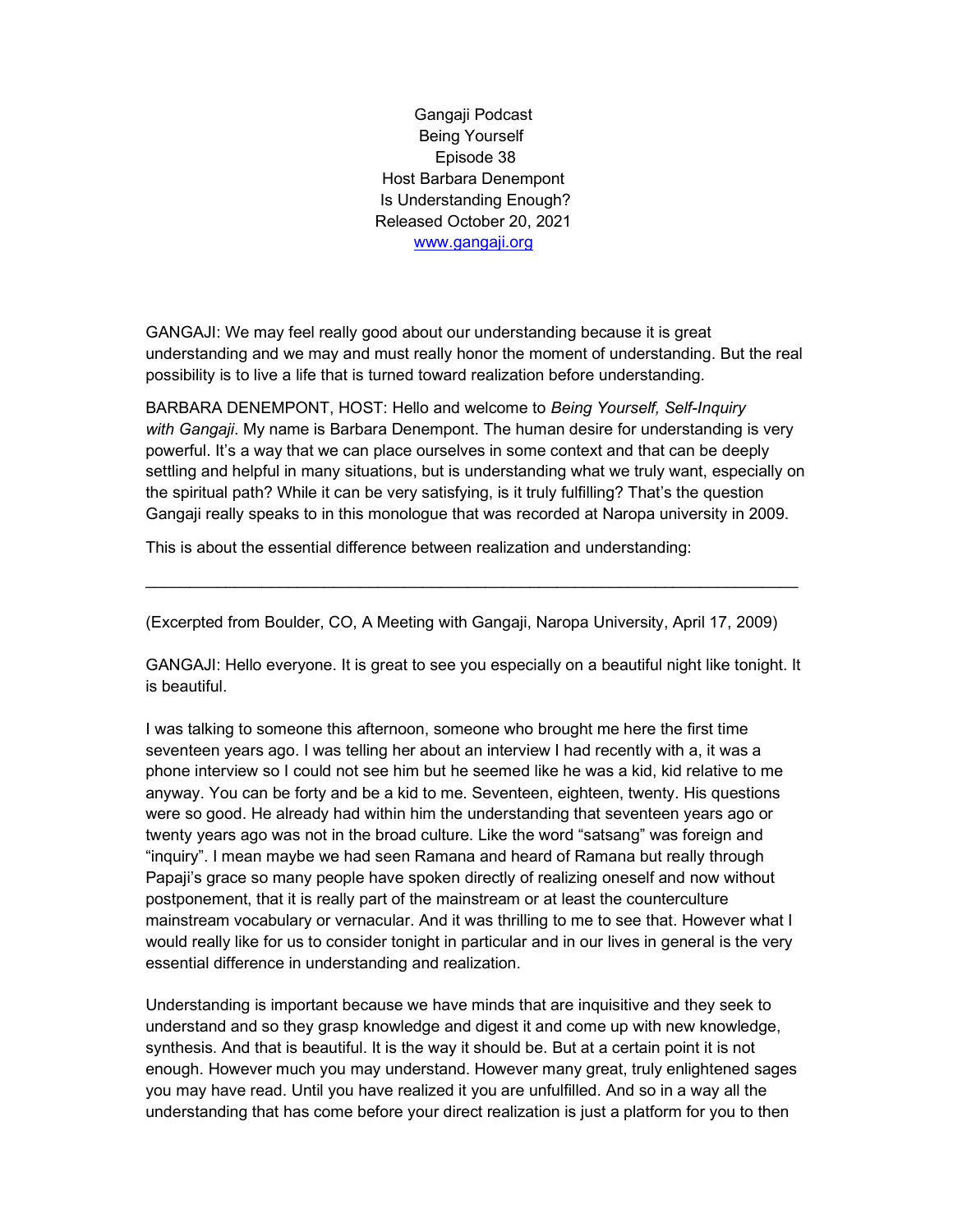Gangaji Podcast
Being Yourself
Episode 38
Host Barbara Denempont
Is Understanding Enough?
Released October 20, 2021
www.gangaji.org

GANGAJI: We may feel really good about our understanding because it is great understanding and we may and must really honor the moment of understanding. But the real possibility is to live a life that is turned toward realization before understanding.

BARBARA DENEMPONT, HOST: Hello and welcome to *Being Yourself, Self-Inquiry with Gangaji*. My name is Barbara Denempont. The human desire for understanding is very powerful. It's a way that we can place ourselves in some context and that can be deeply settling and helpful in many situations, but is understanding what we truly want, especially on the spiritual path? While it can be very satisfying, is it truly fulfilling? That's the question Gangaji really speaks to in this monologue that was recorded at Naropa university in 2009.

This is about the essential difference between realization and understanding:

---

(Excerpted from Boulder, CO, A Meeting with Gangaji, Naropa University, April 17, 2009)

GANGAJI: Hello everyone. It is great to see you especially on a beautiful night like tonight. It is beautiful.

I was talking to someone this afternoon, someone who brought me here the first time seventeen years ago. I was telling her about an interview I had recently with a, it was a phone interview so I could not see him but he seemed like he was a kid, kid relative to me anyway. You can be forty and be a kid to me. Seventeen, eighteen, twenty. His questions were so good. He already had within him the understanding that seventeen years ago or twenty years ago was not in the broad culture. Like the word "satsang" was foreign and "inquiry". I mean maybe we had seen Ramana and heard of Ramana but really through Papaji's grace so many people have spoken directly of realizing oneself and now without postponement, that it is really part of the mainstream or at least the counterculture mainstream vocabulary or vernacular. And it was thrilling to me to see that. However what I would really like for us to consider tonight in particular and in our lives in general is the very essential difference in understanding and realization.

Understanding is important because we have minds that are inquisitive and they seek to understand and so they grasp knowledge and digest it and come up with new knowledge, synthesis. And that is beautiful. It is the way it should be. But at a certain point it is not enough. However much you may understand. However many great, truly enlightened sages you may have read. Until you have realized it you are unfulfilled. And so in a way all the understanding that has come before your direct realization is just a platform for you to then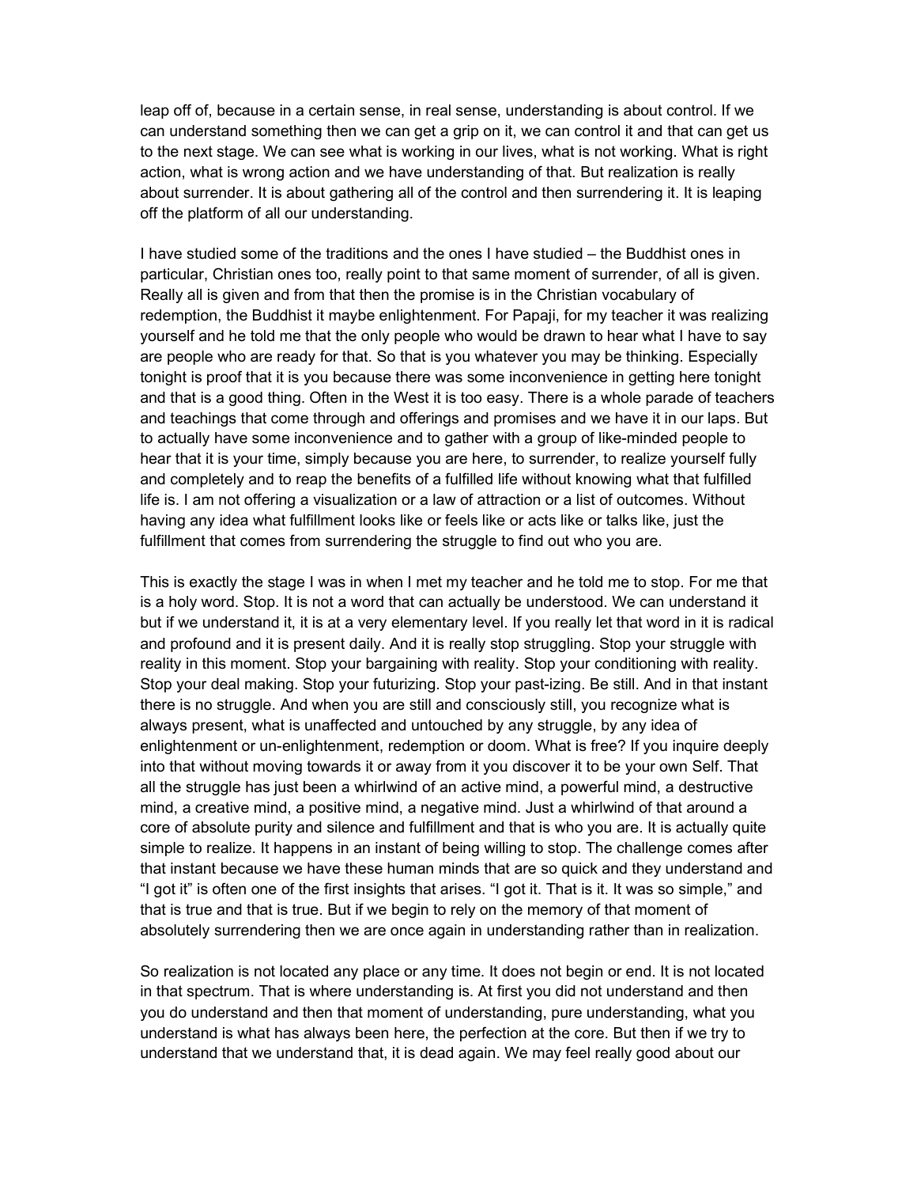leap off of, because in a certain sense, in real sense, understanding is about control. If we can understand something then we can get a grip on it, we can control it and that can get us to the next stage. We can see what is working in our lives, what is not working. What is right action, what is wrong action and we have understanding of that. But realization is really about surrender. It is about gathering all of the control and then surrendering it. It is leaping off the platform of all our understanding.

I have studied some of the traditions and the ones I have studied – the Buddhist ones in particular, Christian ones too, really point to that same moment of surrender, of all is given. Really all is given and from that then the promise is in the Christian vocabulary of redemption, the Buddhist it maybe enlightenment. For Papaji, for my teacher it was realizing yourself and he told me that the only people who would be drawn to hear what I have to say are people who are ready for that. So that is you whatever you may be thinking. Especially tonight is proof that it is you because there was some inconvenience in getting here tonight and that is a good thing. Often in the West it is too easy. There is a whole parade of teachers and teachings that come through and offerings and promises and we have it in our laps. But to actually have some inconvenience and to gather with a group of like-minded people to hear that it is your time, simply because you are here, to surrender, to realize yourself fully and completely and to reap the benefits of a fulfilled life without knowing what that fulfilled life is. I am not offering a visualization or a law of attraction or a list of outcomes. Without having any idea what fulfillment looks like or feels like or acts like or talks like, just the fulfillment that comes from surrendering the struggle to find out who you are.

This is exactly the stage I was in when I met my teacher and he told me to stop. For me that is a holy word. Stop. It is not a word that can actually be understood. We can understand it but if we understand it, it is at a very elementary level. If you really let that word in it is radical and profound and it is present daily. And it is really stop struggling. Stop your struggle with reality in this moment. Stop your bargaining with reality. Stop your conditioning with reality. Stop your deal making. Stop your futurizing. Stop your past-izing. Be still. And in that instant there is no struggle. And when you are still and consciously still, you recognize what is always present, what is unaffected and untouched by any struggle, by any idea of enlightenment or un-enlightenment, redemption or doom. What is free? If you inquire deeply into that without moving towards it or away from it you discover it to be your own Self. That all the struggle has just been a whirlwind of an active mind, a powerful mind, a destructive mind, a creative mind, a positive mind, a negative mind. Just a whirlwind of that around a core of absolute purity and silence and fulfillment and that is who you are. It is actually quite simple to realize. It happens in an instant of being willing to stop. The challenge comes after that instant because we have these human minds that are so quick and they understand and "I got it" is often one of the first insights that arises. "I got it. That is it. It was so simple," and that is true and that is true. But if we begin to rely on the memory of that moment of absolutely surrendering then we are once again in understanding rather than in realization.

So realization is not located any place or any time. It does not begin or end. It is not located in that spectrum. That is where understanding is. At first you did not understand and then you do understand and then that moment of understanding, pure understanding, what you understand is what has always been here, the perfection at the core. But then if we try to understand that we understand that, it is dead again. We may feel really good about our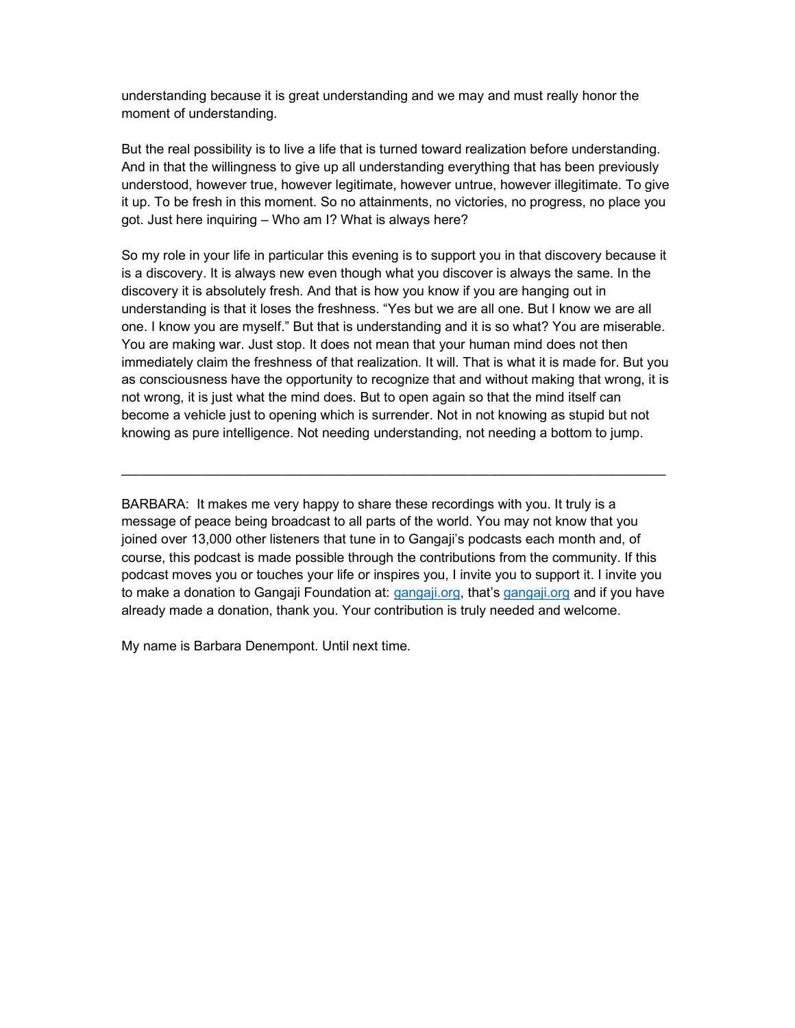understanding because it is great understanding and we may and must really honor the moment of understanding.

But the real possibility is to live a life that is turned toward realization before understanding. And in that the willingness to give up all understanding everything that has been previously understood, however true, however legitimate, however untrue, however illegitimate. To give it up. To be fresh in this moment. So no attainments, no victories, no progress, no place you got. Just here inquiring – Who am I? What is always here?

So my role in your life in particular this evening is to support you in that discovery because it is a discovery. It is always new even though what you discover is always the same. In the discovery it is absolutely fresh. And that is how you know if you are hanging out in understanding is that it loses the freshness. "Yes but we are all one. But I know we are all one. I know you are myself." But that is understanding and it is so what? You are miserable. You are making war. Just stop. It does not mean that your human mind does not then immediately claim the freshness of that realization. It will. That is what it is made for. But you as consciousness have the opportunity to recognize that and without making that wrong, it is not wrong, it is just what the mind does. But to open again so that the mind itself can become a vehicle just to opening which is surrender. Not in not knowing as stupid but not knowing as pure intelligence. Not needing understanding, not needing a bottom to jump.

---

BARBARA: It makes me very happy to share these recordings with you. It truly is a message of peace being broadcast to all parts of the world. You may not know that you joined over 13,000 other listeners that tune in to Gangaji's podcasts each month and, of course, this podcast is made possible through the contributions from the community. If this podcast moves you or touches your life or inspires you, I invite you to support it. I invite you to make a donation to Gangaji Foundation at: gangaji.org, that's gangaji.org and if you have already made a donation, thank you. Your contribution is truly needed and welcome.

My name is Barbara Denempont. Until next time.